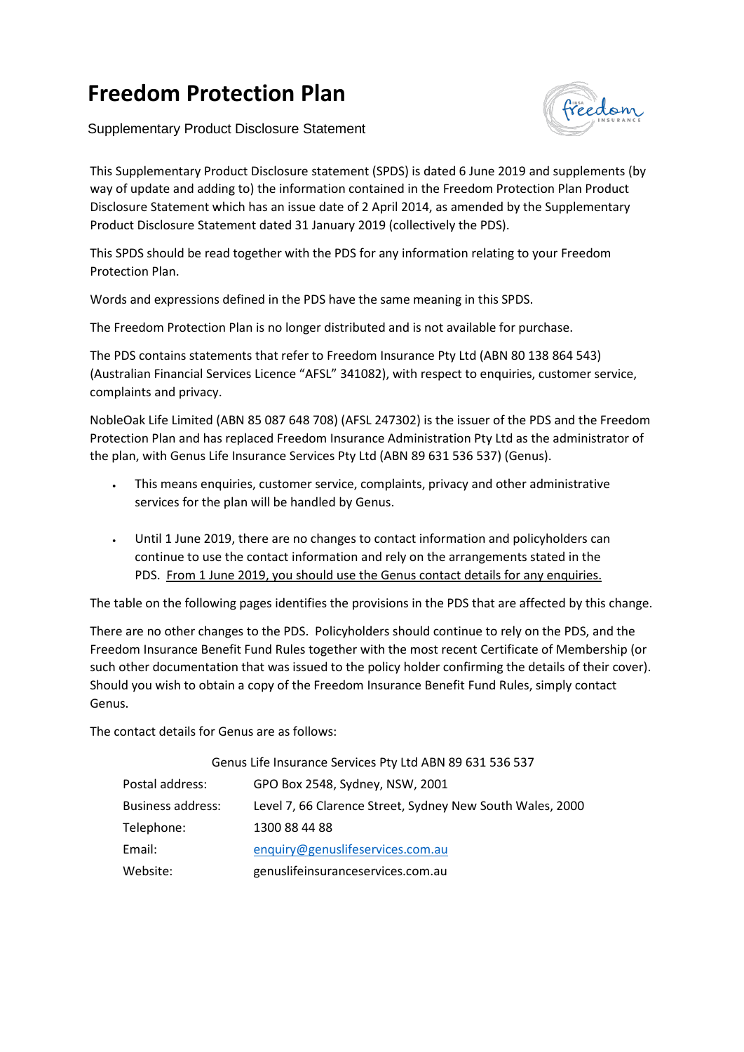# Freedom Protection Plan

Supplementary Product Disclosure Statement

This Supplementary Product Disclosure statement (SPDS) is dated 6 June 2019 and supplements (by way of update and adding to) the information contained in the Freedom Protection Plan Product Disclosure Statement which has an issue date of 2 April 2014, as amended by the Supplementary Product Disclosure Statement dated 31 January 2019 (collectively the PDS).

This SPDS should be read together with the PDS for any information relating to your Freedom Protection Plan.

Words and expressions defined in the PDS have the same meaning in this SPDS.

The Freedom Protection Plan is no longer distributed and is not available for purchase.

The PDS contains statements that refer to Freedom Insurance Pty Ltd (ABN 80 138 864 543) (Australian Financial Services Licence "AFSL" 341082), with respect to enquiries, customer service, complaints and privacy.

NobleOak Life Limited (ABN 85 087 648 708) (AFSL 247302) is the issuer of the PDS and the Freedom Protection Plan and has replaced Freedom Insurance Administration Pty Ltd as the administrator of the plan, with Genus Life Insurance Services Pty Ltd (ABN 89 631 536 537) (Genus).

- This means enquiries, customer service, complaints, privacy and other administrative services for the plan will be handled by Genus.
- Until 1 June 2019, there are no changes to contact information and policyholders can continue to use the contact information and rely on the arrangements stated in the PDS. <u>From 1 June 2019, you should use the Genus contact details for any enquiries.</u>

The table on the following pages identifies the provisions in the PDS that are affected by this change.

There are no other changes to the PDS. Policyholders should continue to rely on the PDS, and the Freedom Insurance Benefit Fund Rules together with the most recent Certificate of Membership (or such other documentation that was issued to the policy holder confirming the details of their cover). Should you wish to obtain a copy of the Freedom Insurance Benefit Fund Rules, simply contact Genus.

The contact details for Genus are as follows:

Genus Life Insurance Services Pty Ltd ABN 89 631 536 537

| | |
|---|---|
| Postal address: | GPO Box 2548, Sydney, NSW, 2001 |
| Business address: | Level 7, 66 Clarence Street, Sydney New South Wales, 2000 |
| Telephone: | 1300 88 44 88 |
| Email: | enquiry@genuslifeservices.com.au |
| Website: | genuslifeinsuranceservices.com.au |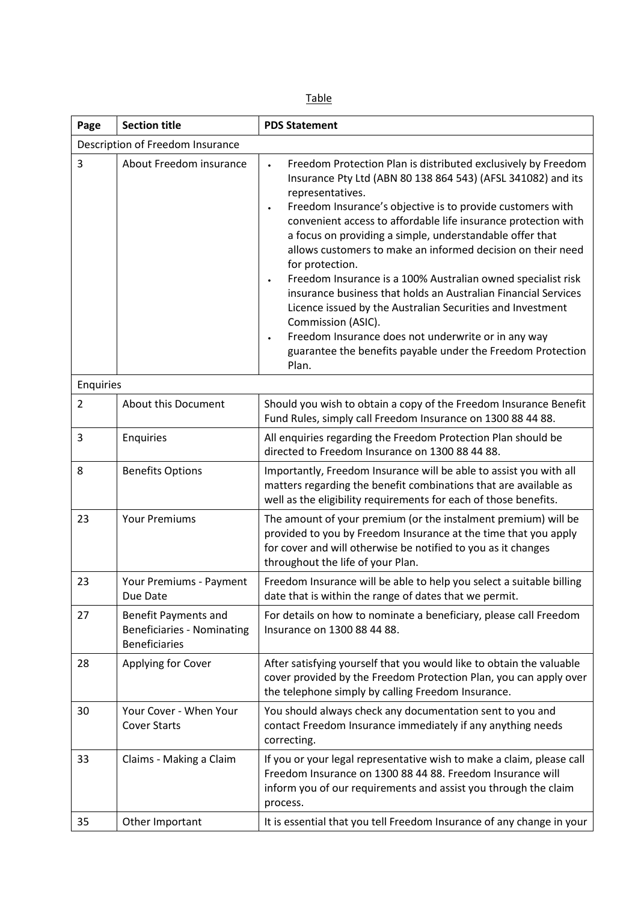Table

| Page | Section title | PDS Statement |
|---|---|---|
| Description of Freedom Insurance | | |
| 3 | About Freedom insurance | • Freedom Protection Plan is distributed exclusively by Freedom Insurance Pty Ltd (ABN 80 138 864 543) (AFSL 341082) and its representatives. • Freedom Insurance's objective is to provide customers with convenient access to affordable life insurance protection with a focus on providing a simple, understandable offer that allows customers to make an informed decision on their need for protection. • Freedom Insurance is a 100% Australian owned specialist risk insurance business that holds an Australian Financial Services Licence issued by the Australian Securities and Investment Commission (ASIC). • Freedom Insurance does not underwrite or in any way guarantee the benefits payable under the Freedom Protection Plan. |
| Enquiries | | |
| 2 | About this Document | Should you wish to obtain a copy of the Freedom Insurance Benefit Fund Rules, simply call Freedom Insurance on 1300 88 44 88. |
| 3 | Enquiries | All enquiries regarding the Freedom Protection Plan should be directed to Freedom Insurance on 1300 88 44 88. |
| 8 | Benefits Options | Importantly, Freedom Insurance will be able to assist you with all matters regarding the benefit combinations that are available as well as the eligibility requirements for each of those benefits. |
| 23 | Your Premiums | The amount of your premium (or the instalment premium) will be provided to you by Freedom Insurance at the time that you apply for cover and will otherwise be notified to you as it changes throughout the life of your Plan. |
| 23 | Your Premiums - Payment Due Date | Freedom Insurance will be able to help you select a suitable billing date that is within the range of dates that we permit. |
| 27 | Benefit Payments and Beneficiaries - Nominating Beneficiaries | For details on how to nominate a beneficiary, please call Freedom Insurance on 1300 88 44 88. |
| 28 | Applying for Cover | After satisfying yourself that you would like to obtain the valuable cover provided by the Freedom Protection Plan, you can apply over the telephone simply by calling Freedom Insurance. |
| 30 | Your Cover - When Your Cover Starts | You should always check any documentation sent to you and contact Freedom Insurance immediately if any anything needs correcting. |
| 33 | Claims - Making a Claim | If you or your legal representative wish to make a claim, please call Freedom Insurance on 1300 88 44 88. Freedom Insurance will inform you of our requirements and assist you through the claim process. |
| 35 | Other Important | It is essential that you tell Freedom Insurance of any change in your |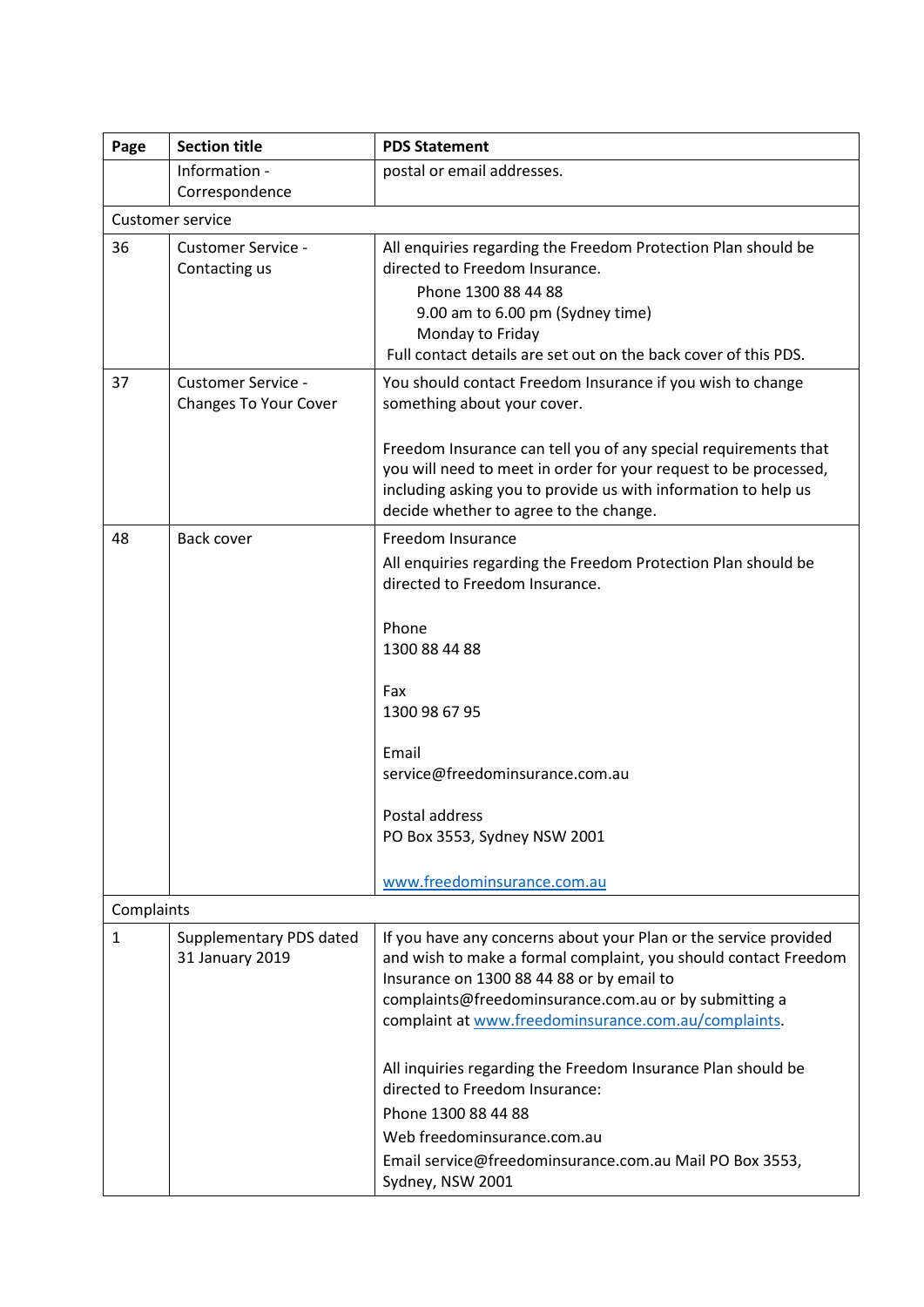| Page | Section title | PDS Statement |
|---|---|---|
| | Information - Correspondence | postal or email addresses. |
| Customer service | | |
| 36 | Customer Service - Contacting us | All enquiries regarding the Freedom Protection Plan should be directed to Freedom Insurance.<br>Phone 1300 88 44 88<br>9.00 am to 6.00 pm (Sydney time)<br>Monday to Friday<br>Full contact details are set out on the back cover of this PDS. |
| 37 | Customer Service - Changes To Your Cover | You should contact Freedom Insurance if you wish to change something about your cover.<br><br>Freedom Insurance can tell you of any special requirements that you will need to meet in order for your request to be processed, including asking you to provide us with information to help us decide whether to agree to the change. |
| 48 | Back cover | Freedom Insurance<br>All enquiries regarding the Freedom Protection Plan should be directed to Freedom Insurance.<br><br>Phone<br>1300 88 44 88<br><br>Fax<br>1300 98 67 95<br><br>Email<br>service@freedominsurance.com.au<br><br>Postal address<br>PO Box 3553, Sydney NSW 2001<br><br>www.freedominsurance.com.au |
| Complaints | | |
| 1 | Supplementary PDS dated 31 January 2019 | If you have any concerns about your Plan or the service provided and wish to make a formal complaint, you should contact Freedom Insurance on 1300 88 44 88 or by email to complaints@freedominsurance.com.au or by submitting a complaint at www.freedominsurance.com.au/complaints.<br><br>All inquiries regarding the Freedom Insurance Plan should be directed to Freedom Insurance:<br>Phone 1300 88 44 88<br>Web freedominsurance.com.au<br>Email service@freedominsurance.com.au Mail PO Box 3553, Sydney, NSW 2001 |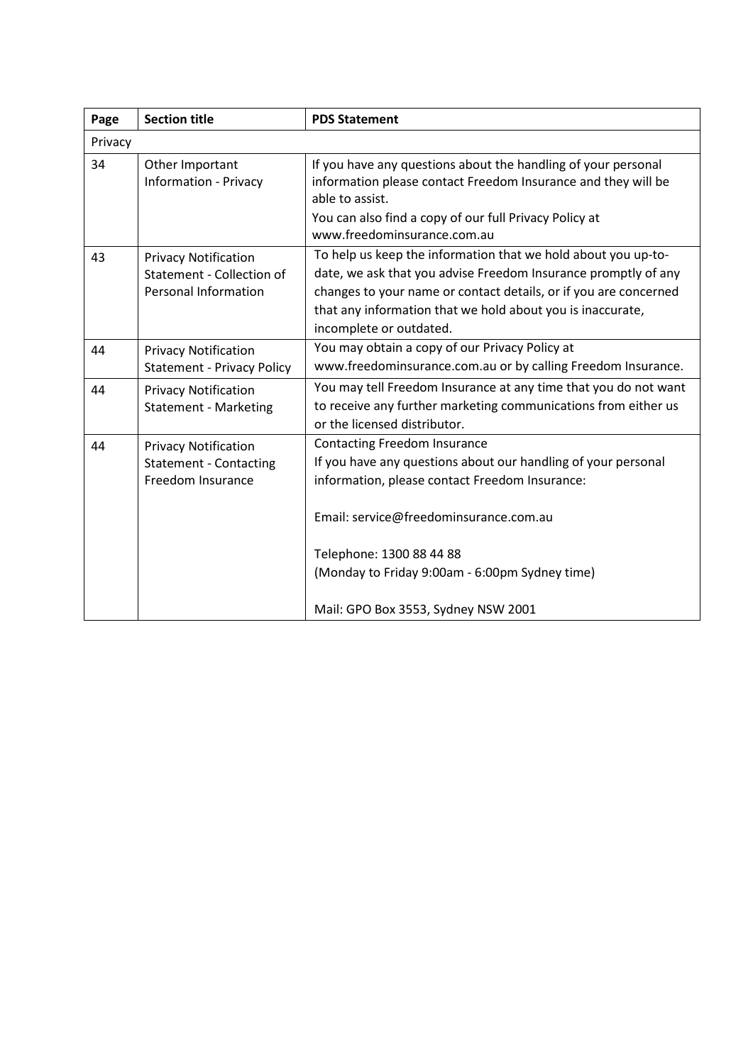| Page | Section title | PDS Statement |
| --- | --- | --- |
| Privacy | | |
| 34 | Other Important Information - Privacy | If you have any questions about the handling of your personal information please contact Freedom Insurance and they will be able to assist.<br>You can also find a copy of our full Privacy Policy at www.freedominsurance.com.au |
| 43 | Privacy Notification Statement - Collection of Personal Information | To help us keep the information that we hold about you up-to-date, we ask that you advise Freedom Insurance promptly of any changes to your name or contact details, or if you are concerned that any information that we hold about you is inaccurate, incomplete or outdated. |
| 44 | Privacy Notification Statement - Privacy Policy | You may obtain a copy of our Privacy Policy at www.freedominsurance.com.au or by calling Freedom Insurance. |
| 44 | Privacy Notification Statement - Marketing | You may tell Freedom Insurance at any time that you do not want to receive any further marketing communications from either us or the licensed distributor. |
| 44 | Privacy Notification Statement - Contacting Freedom Insurance | Contacting Freedom Insurance<br>If you have any questions about our handling of your personal information, please contact Freedom Insurance:<br><br>Email: service@freedominsurance.com.au<br><br>Telephone: 1300 88 44 88<br>(Monday to Friday 9:00am - 6:00pm Sydney time)<br><br>Mail: GPO Box 3553, Sydney NSW 2001 |